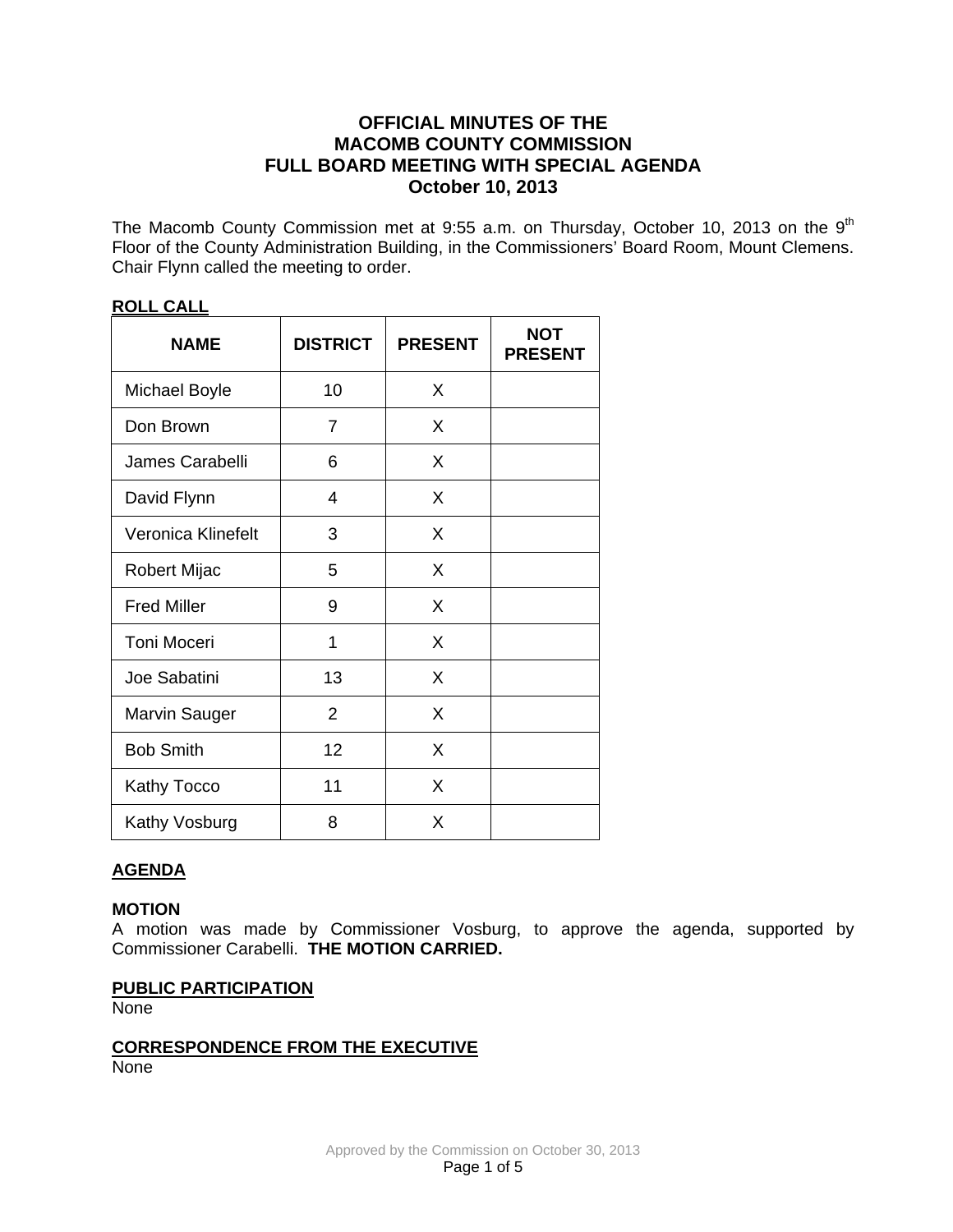# OFFICIAL MINUTES OF THE MACOMB COUNTY COMMISSION FULL BOARD MEETING WITH SPECIAL AGENDA October 10, 2013

The Macomb County Commission met at 9:55 a.m. on Thursday, October 10, 2013 on the 9th Floor of the County Administration Building, in the Commissioners' Board Room, Mount Clemens. Chair Flynn called the meeting to order.

## ROLL CALL

| NAME | DISTRICT | PRESENT | NOT PRESENT |
|---|---|---|---|
| Michael Boyle | 10 | X | |
| Don Brown | 7 | X | |
| James Carabelli | 6 | X | |
| David Flynn | 4 | X | |
| Veronica Klinefelt | 3 | X | |
| Robert Mijac | 5 | X | |
| Fred Miller | 9 | X | |
| Toni Moceri | 1 | X | |
| Joe Sabatini | 13 | X | |
| Marvin Sauger | 2 | X | |
| Bob Smith | 12 | X | |
| Kathy Tocco | 11 | X | |
| Kathy Vosburg | 8 | X | |

## AGENDA

### MOTION

A motion was made by Commissioner Vosburg, to approve the agenda, supported by Commissioner Carabelli. **THE MOTION CARRIED.**

## PUBLIC PARTICIPATION

None

## CORRESPONDENCE FROM THE EXECUTIVE

None

Approved by the Commission on October 30, 2013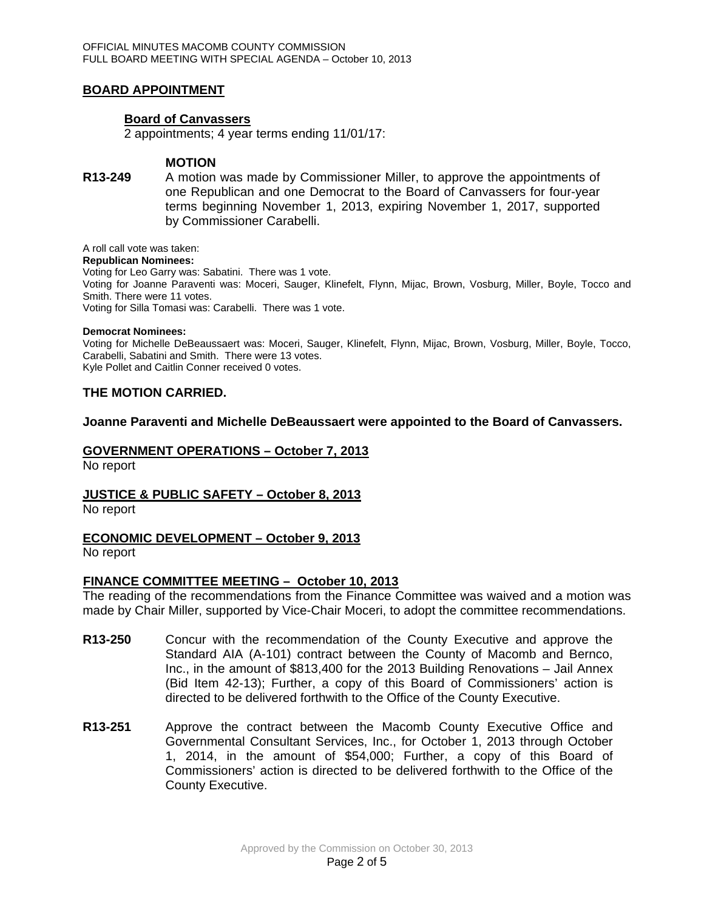## BOARD APPOINTMENT

### Board of Canvassers

2 appointments; 4 year terms ending 11/01/17:

**MOTION**

**R13-249** A motion was made by Commissioner Miller, to approve the appointments of one Republican and one Democrat to the Board of Canvassers for four-year terms beginning November 1, 2013, expiring November 1, 2017, supported by Commissioner Carabelli.

A roll call vote was taken:

**Republican Nominees:**

Voting for Leo Garry was: Sabatini. There was 1 vote.

Voting for Joanne Paraventi was: Moceri, Sauger, Klinefelt, Flynn, Mijac, Brown, Vosburg, Miller, Boyle, Tocco and Smith. There were 11 votes.

Voting for Silla Tomasi was: Carabelli. There was 1 vote.

**Democrat Nominees:**

Voting for Michelle DeBeaussaert was: Moceri, Sauger, Klinefelt, Flynn, Mijac, Brown, Vosburg, Miller, Boyle, Tocco, Carabelli, Sabatini and Smith. There were 13 votes.

Kyle Pollet and Caitlin Conner received 0 votes.

**THE MOTION CARRIED.**

**Joanne Paraventi and Michelle DeBeaussaert were appointed to the Board of Canvassers.**

## GOVERNMENT OPERATIONS – October 7, 2013

No report

## JUSTICE & PUBLIC SAFETY – October 8, 2013

No report

## ECONOMIC DEVELOPMENT – October 9, 2013

No report

## FINANCE COMMITTEE MEETING – October 10, 2013

The reading of the recommendations from the Finance Committee was waived and a motion was made by Chair Miller, supported by Vice-Chair Moceri, to adopt the committee recommendations.

**R13-250** Concur with the recommendation of the County Executive and approve the Standard AIA (A-101) contract between the County of Macomb and Bernco, Inc., in the amount of $813,400 for the 2013 Building Renovations – Jail Annex (Bid Item 42-13); Further, a copy of this Board of Commissioners' action is directed to be delivered forthwith to the Office of the County Executive.

**R13-251** Approve the contract between the Macomb County Executive Office and Governmental Consultant Services, Inc., for October 1, 2013 through October 1, 2014, in the amount of $54,000; Further, a copy of this Board of Commissioners' action is directed to be delivered forthwith to the Office of the County Executive.

Approved by the Commission on October 30, 2013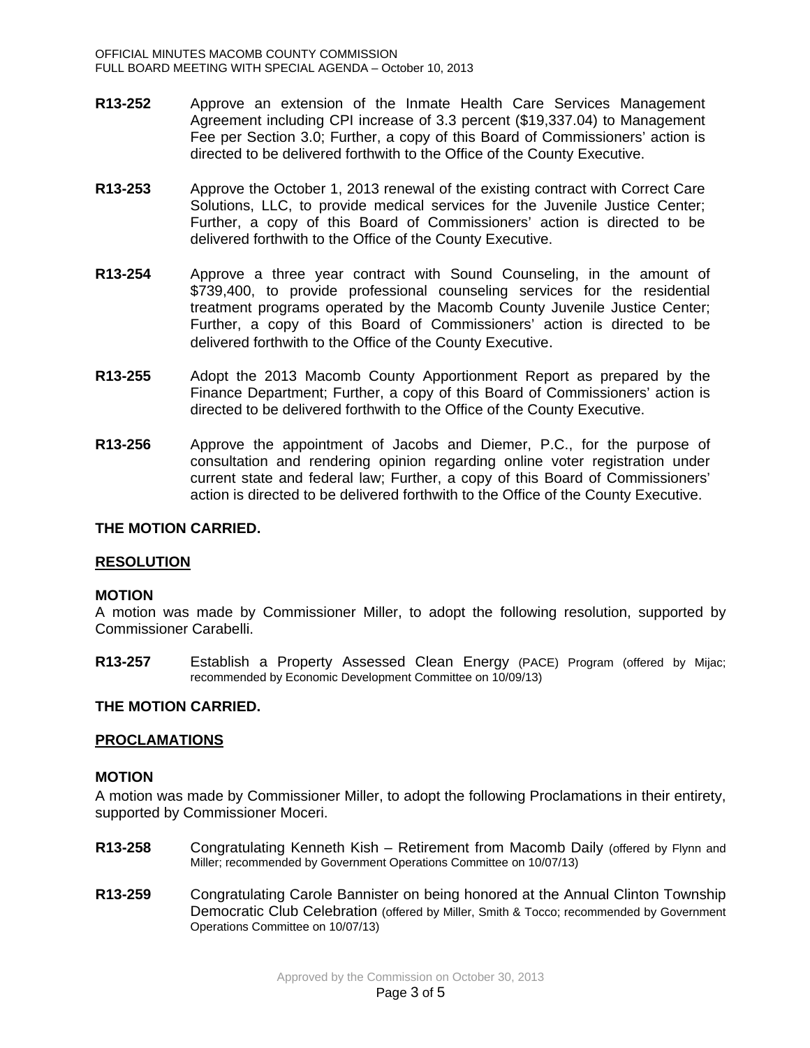**R13-252** Approve an extension of the Inmate Health Care Services Management Agreement including CPI increase of 3.3 percent ($19,337.04) to Management Fee per Section 3.0; Further, a copy of this Board of Commissioners' action is directed to be delivered forthwith to the Office of the County Executive.

**R13-253** Approve the October 1, 2013 renewal of the existing contract with Correct Care Solutions, LLC, to provide medical services for the Juvenile Justice Center; Further, a copy of this Board of Commissioners' action is directed to be delivered forthwith to the Office of the County Executive.

**R13-254** Approve a three year contract with Sound Counseling, in the amount of $739,400, to provide professional counseling services for the residential treatment programs operated by the Macomb County Juvenile Justice Center; Further, a copy of this Board of Commissioners' action is directed to be delivered forthwith to the Office of the County Executive.

**R13-255** Adopt the 2013 Macomb County Apportionment Report as prepared by the Finance Department; Further, a copy of this Board of Commissioners' action is directed to be delivered forthwith to the Office of the County Executive.

**R13-256** Approve the appointment of Jacobs and Diemer, P.C., for the purpose of consultation and rendering opinion regarding online voter registration under current state and federal law; Further, a copy of this Board of Commissioners' action is directed to be delivered forthwith to the Office of the County Executive.

**THE MOTION CARRIED.**

**RESOLUTION**

**MOTION**

A motion was made by Commissioner Miller, to adopt the following resolution, supported by Commissioner Carabelli.

**R13-257** Establish a Property Assessed Clean Energy (PACE) Program (offered by Mijac; recommended by Economic Development Committee on 10/09/13)

**THE MOTION CARRIED.**

**PROCLAMATIONS**

**MOTION**

A motion was made by Commissioner Miller, to adopt the following Proclamations in their entirety, supported by Commissioner Moceri.

**R13-258** Congratulating Kenneth Kish – Retirement from Macomb Daily (offered by Flynn and Miller; recommended by Government Operations Committee on 10/07/13)

**R13-259** Congratulating Carole Bannister on being honored at the Annual Clinton Township Democratic Club Celebration (offered by Miller, Smith & Tocco; recommended by Government Operations Committee on 10/07/13)

Approved by the Commission on October 30, 2013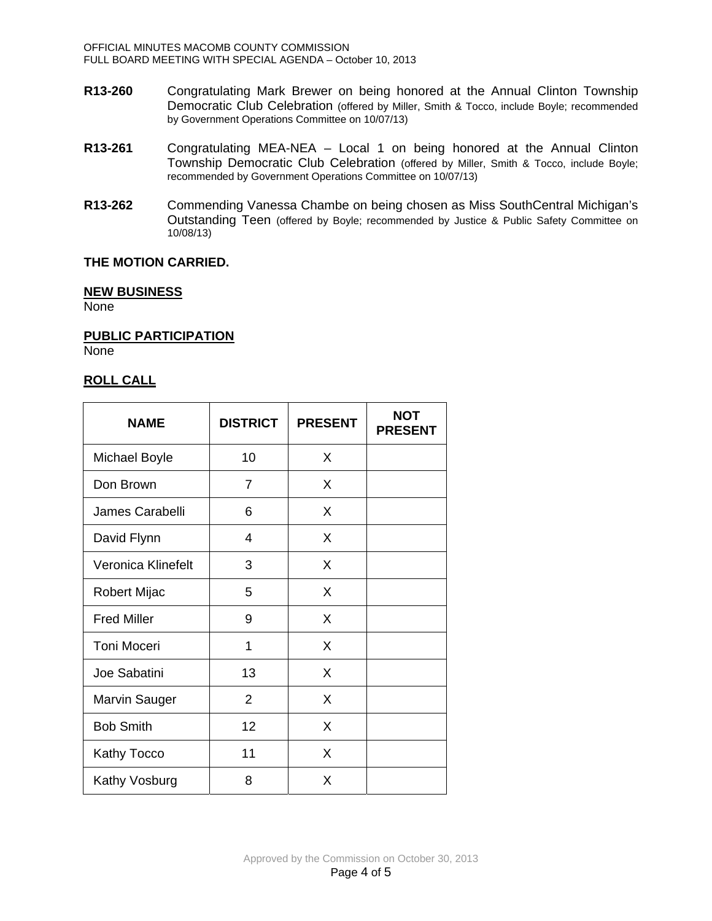**R13-260** Congratulating Mark Brewer on being honored at the Annual Clinton Township Democratic Club Celebration (offered by Miller, Smith & Tocco, include Boyle; recommended by Government Operations Committee on 10/07/13)

**R13-261** Congratulating MEA-NEA – Local 1 on being honored at the Annual Clinton Township Democratic Club Celebration (offered by Miller, Smith & Tocco, include Boyle; recommended by Government Operations Committee on 10/07/13)

**R13-262** Commending Vanessa Chambe on being chosen as Miss SouthCentral Michigan's Outstanding Teen (offered by Boyle; recommended by Justice & Public Safety Committee on 10/08/13)

**THE MOTION CARRIED.**

**NEW BUSINESS**

None

**PUBLIC PARTICIPATION**

None

**ROLL CALL**

| NAME | DISTRICT | PRESENT | NOT PRESENT |
|---|---|---|---|
| Michael Boyle | 10 | X | |
| Don Brown | 7 | X | |
| James Carabelli | 6 | X | |
| David Flynn | 4 | X | |
| Veronica Klinefelt | 3 | X | |
| Robert Mijac | 5 | X | |
| Fred Miller | 9 | X | |
| Toni Moceri | 1 | X | |
| Joe Sabatini | 13 | X | |
| Marvin Sauger | 2 | X | |
| Bob Smith | 12 | X | |
| Kathy Tocco | 11 | X | |
| Kathy Vosburg | 8 | X | |

Approved by the Commission on October 30, 2013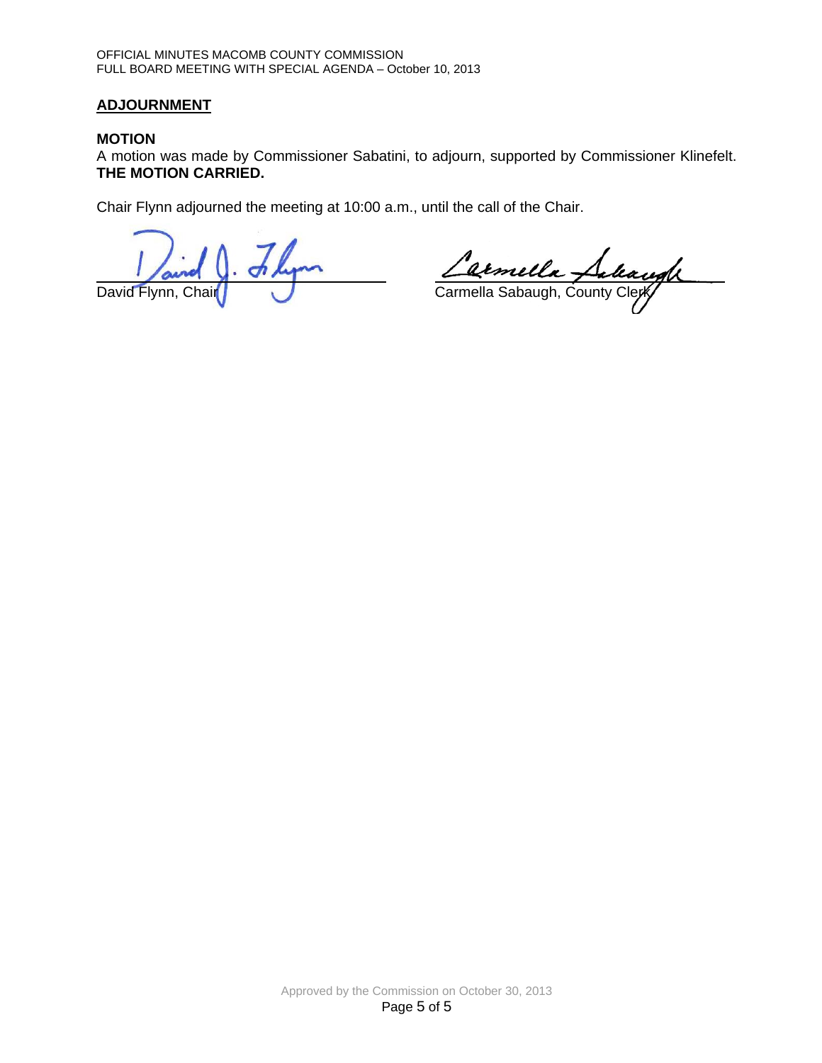## ADJOURNMENT

**MOTION**

A motion was made by Commissioner Sabatini, to adjourn, supported by Commissioner Klinefelt. **THE MOTION CARRIED.**

Chair Flynn adjourned the meeting at 10:00 a.m., until the call of the Chair.

David Flynn, Chair

Carmella Sabaugh, County Clerk

Approved by the Commission on October 30, 2013